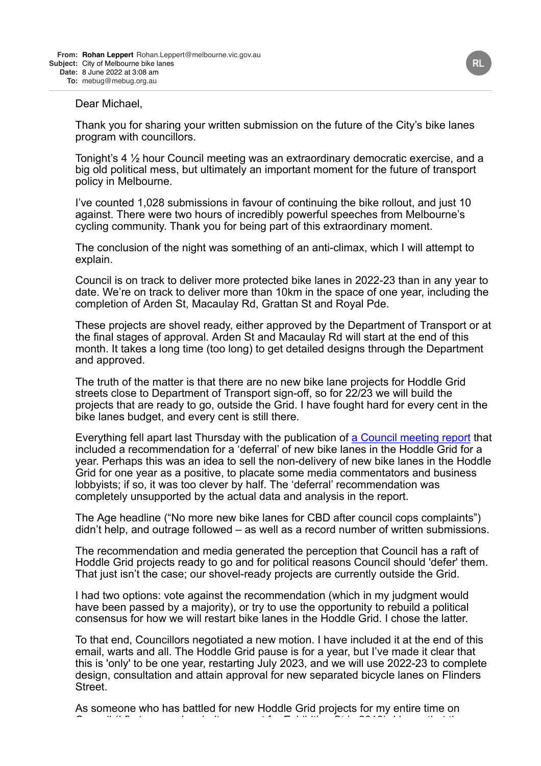**From:** **Rohan Leppert** Rohan.Leppert@melbourne.vic.gov.au
**Subject:** City of Melbourne bike lanes
**Date:** 8 June 2022 at 3:08 am
**To:** mebug@mebug.org.au

Dear Michael,

Thank you for sharing your written submission on the future of the City's bike lanes program with councillors.

Tonight's 4 ½ hour Council meeting was an extraordinary democratic exercise, and a big old political mess, but ultimately an important moment for the future of transport policy in Melbourne.

I've counted 1,028 submissions in favour of continuing the bike rollout, and just 10 against. There were two hours of incredibly powerful speeches from Melbourne's cycling community. Thank you for being part of this extraordinary moment.

The conclusion of the night was something of an anti-climax, which I will attempt to explain.

Council is on track to deliver more protected bike lanes in 2022-23 than in any year to date. We're on track to deliver more than 10km in the space of one year, including the completion of Arden St, Macaulay Rd, Grattan St and Royal Pde.

These projects are shovel ready, either approved by the Department of Transport or at the final stages of approval. Arden St and Macaulay Rd will start at the end of this month. It takes a long time (too long) to get detailed designs through the Department and approved.

The truth of the matter is that there are no new bike lane projects for Hoddle Grid streets close to Department of Transport sign-off, so for 22/23 we will build the projects that are ready to go, outside the Grid. I have fought hard for every cent in the bike lanes budget, and every cent is still there.

Everything fell apart last Thursday with the publication of a Council meeting report that included a recommendation for a 'deferral' of new bike lanes in the Hoddle Grid for a year. Perhaps this was an idea to sell the non-delivery of new bike lanes in the Hoddle Grid for one year as a positive, to placate some media commentators and business lobbyists; if so, it was too clever by half. The 'deferral' recommendation was completely unsupported by the actual data and analysis in the report.

The Age headline ("No more new bike lanes for CBD after council cops complaints") didn't help, and outrage followed – as well as a record number of written submissions.

The recommendation and media generated the perception that Council has a raft of Hoddle Grid projects ready to go and for political reasons Council should 'defer' them. That just isn't the case; our shovel-ready projects are currently outside the Grid.

I had two options: vote against the recommendation (which in my judgment would have been passed by a majority), or try to use the opportunity to rebuild a political consensus for how we will restart bike lanes in the Hoddle Grid. I chose the latter.

To that end, Councillors negotiated a new motion. I have included it at the end of this email, warts and all. The Hoddle Grid pause is for a year, but I've made it clear that this is 'only' to be one year, restarting July 2023, and we will use 2022-23 to complete design, consultation and attain approval for new separated bicycle lanes on Flinders Street.

As someone who has battled for new Hoddle Grid projects for my entire time on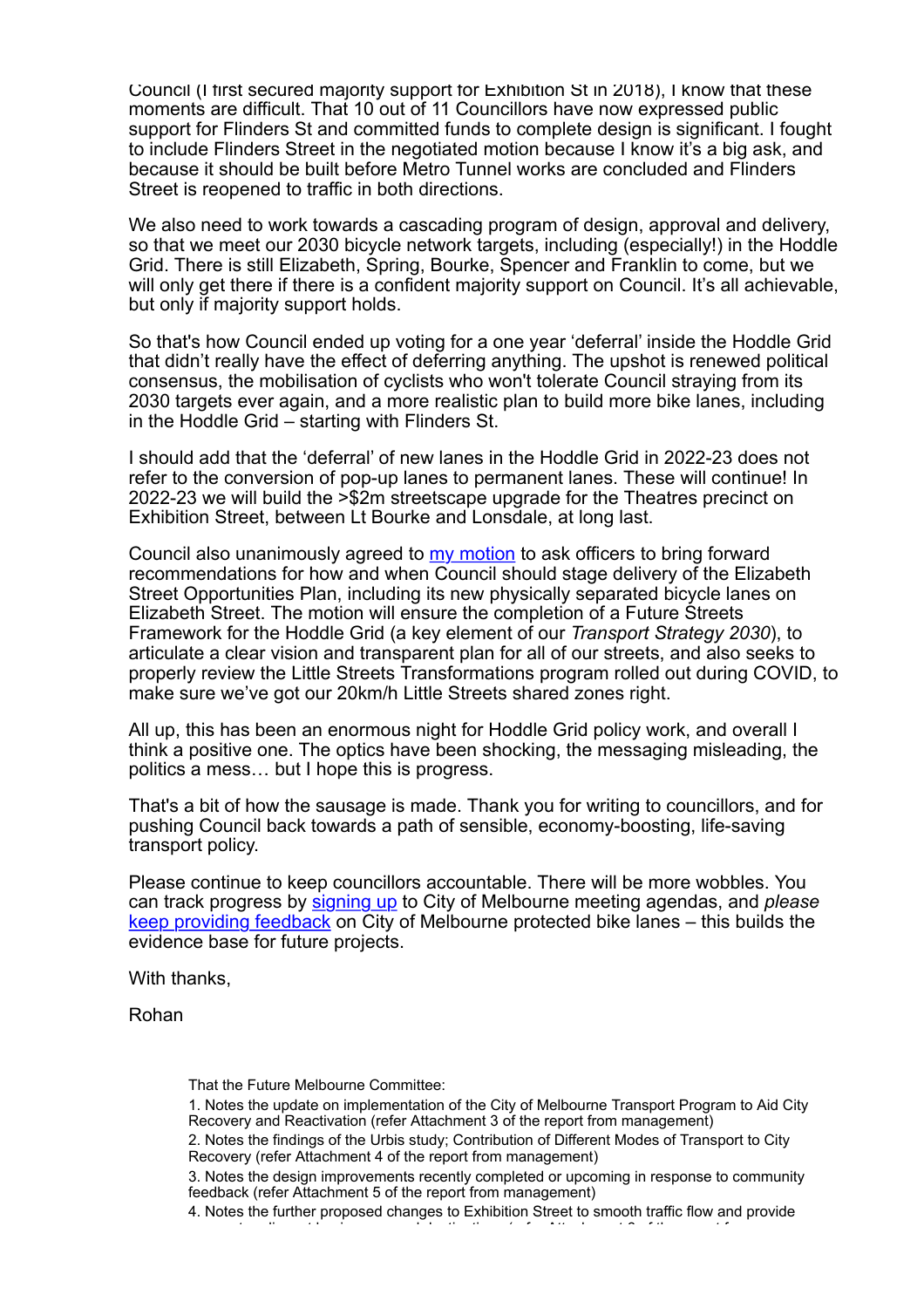Council (I first secured majority support for Exhibition St in 2018), I know that these moments are difficult. That 10 out of 11 Councillors have now expressed public support for Flinders St and committed funds to complete design is significant. I fought to include Flinders Street in the negotiated motion because I know it's a big ask, and because it should be built before Metro Tunnel works are concluded and Flinders Street is reopened to traffic in both directions.

We also need to work towards a cascading program of design, approval and delivery, so that we meet our 2030 bicycle network targets, including (especially!) in the Hoddle Grid. There is still Elizabeth, Spring, Bourke, Spencer and Franklin to come, but we will only get there if there is a confident majority support on Council. It's all achievable, but only if majority support holds.

So that's how Council ended up voting for a one year 'deferral' inside the Hoddle Grid that didn't really have the effect of deferring anything. The upshot is renewed political consensus, the mobilisation of cyclists who won't tolerate Council straying from its 2030 targets ever again, and a more realistic plan to build more bike lanes, including in the Hoddle Grid – starting with Flinders St.

I should add that the 'deferral' of new lanes in the Hoddle Grid in 2022-23 does not refer to the conversion of pop-up lanes to permanent lanes. These will continue! In 2022-23 we will build the >$2m streetscape upgrade for the Theatres precinct on Exhibition Street, between Lt Bourke and Lonsdale, at long last.

Council also unanimously agreed to [my motion] to ask officers to bring forward recommendations for how and when Council should stage delivery of the Elizabeth Street Opportunities Plan, including its new physically separated bicycle lanes on Elizabeth Street. The motion will ensure the completion of a Future Streets Framework for the Hoddle Grid (a key element of our *Transport Strategy 2030*), to articulate a clear vision and transparent plan for all of our streets, and also seeks to properly review the Little Streets Transformations program rolled out during COVID, to make sure we've got our 20km/h Little Streets shared zones right.

All up, this has been an enormous night for Hoddle Grid policy work, and overall I think a positive one. The optics have been shocking, the messaging misleading, the politics a mess… but I hope this is progress.

That's a bit of how the sausage is made. Thank you for writing to councillors, and for pushing Council back towards a path of sensible, economy-boosting, life-saving transport policy.

Please continue to keep councillors accountable. There will be more wobbles. You can track progress by [signing up] to City of Melbourne meeting agendas, and *please* [keep providing feedback] on City of Melbourne protected bike lanes – this builds the evidence base for future projects.

With thanks,

Rohan

> That the Future Melbourne Committee:
>
> 1. Notes the update on implementation of the City of Melbourne Transport Program to Aid City Recovery and Reactivation (refer Attachment 3 of the report from management)
> 2. Notes the findings of the Urbis study; Contribution of Different Modes of Transport to City Recovery (refer Attachment 4 of the report from management)
> 3. Notes the design improvements recently completed or upcoming in response to community feedback (refer Attachment 5 of the report from management)
> 4. Notes the further proposed changes to Exhibition Street to smooth traffic flow and provide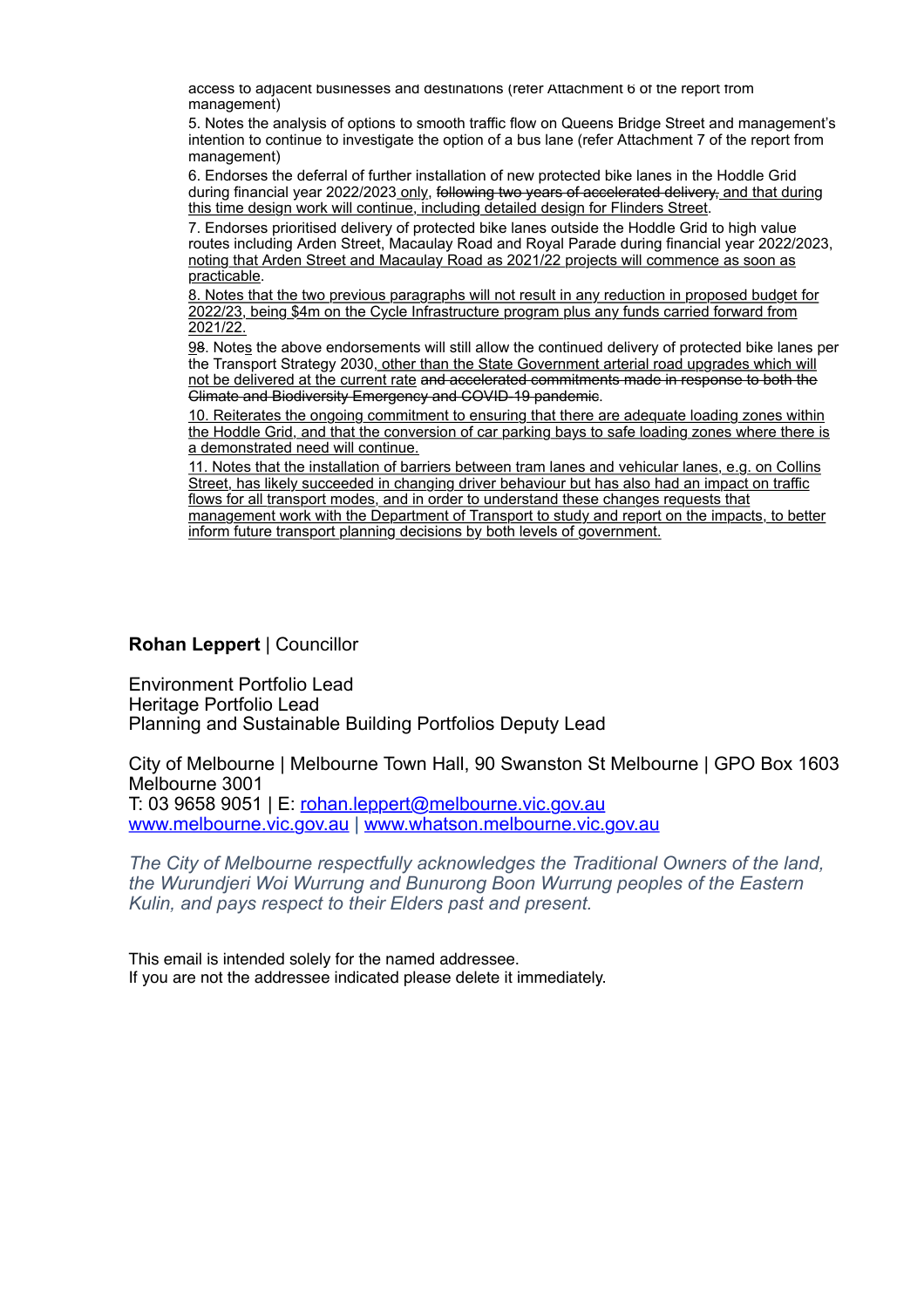access to adjacent businesses and destinations (refer Attachment 6 of the report from management)

5. Notes the analysis of options to smooth traffic flow on Queens Bridge Street and management's intention to continue to investigate the option of a bus lane (refer Attachment 7 of the report from management)

6. Endorses the deferral of further installation of new protected bike lanes in the Hoddle Grid during financial year 2022/2023 only, ~~following two years of accelerated delivery,~~ and that during this time design work will continue, including detailed design for Flinders Street.

7. Endorses prioritised delivery of protected bike lanes outside the Hoddle Grid to high value routes including Arden Street, Macaulay Road and Royal Parade during financial year 2022/2023, noting that Arden Street and Macaulay Road as 2021/22 projects will commence as soon as practicable.

8. Notes that the two previous paragraphs will not result in any reduction in proposed budget for 2022/23, being $4m on the Cycle Infrastructure program plus any funds carried forward from 2021/22.

9~~8~~. Notes the above endorsements will still allow the continued delivery of protected bike lanes per the Transport Strategy 2030, other than the State Government arterial road upgrades which will not be delivered at the current rate ~~and accelerated commitments made in response to both the Climate and Biodiversity Emergency and COVID-19 pandemic~~.

10. Reiterates the ongoing commitment to ensuring that there are adequate loading zones within the Hoddle Grid, and that the conversion of car parking bays to safe loading zones where there is a demonstrated need will continue.

11. Notes that the installation of barriers between tram lanes and vehicular lanes, e.g. on Collins Street, has likely succeeded in changing driver behaviour but has also had an impact on traffic flows for all transport modes, and in order to understand these changes requests that management work with the Department of Transport to study and report on the impacts, to better inform future transport planning decisions by both levels of government.

**Rohan Leppert** | Councillor

Environment Portfolio Lead
Heritage Portfolio Lead
Planning and Sustainable Building Portfolios Deputy Lead

City of Melbourne | Melbourne Town Hall, 90 Swanston St Melbourne | GPO Box 1603 Melbourne 3001
T: 03 9658 9051 | E: rohan.leppert@melbourne.vic.gov.au
www.melbourne.vic.gov.au | www.whatson.melbourne.vic.gov.au

*The City of Melbourne respectfully acknowledges the Traditional Owners of the land, the Wurundjeri Woi Wurrung and Bunurong Boon Wurrung peoples of the Eastern Kulin, and pays respect to their Elders past and present.*

This email is intended solely for the named addressee.
If you are not the addressee indicated please delete it immediately.